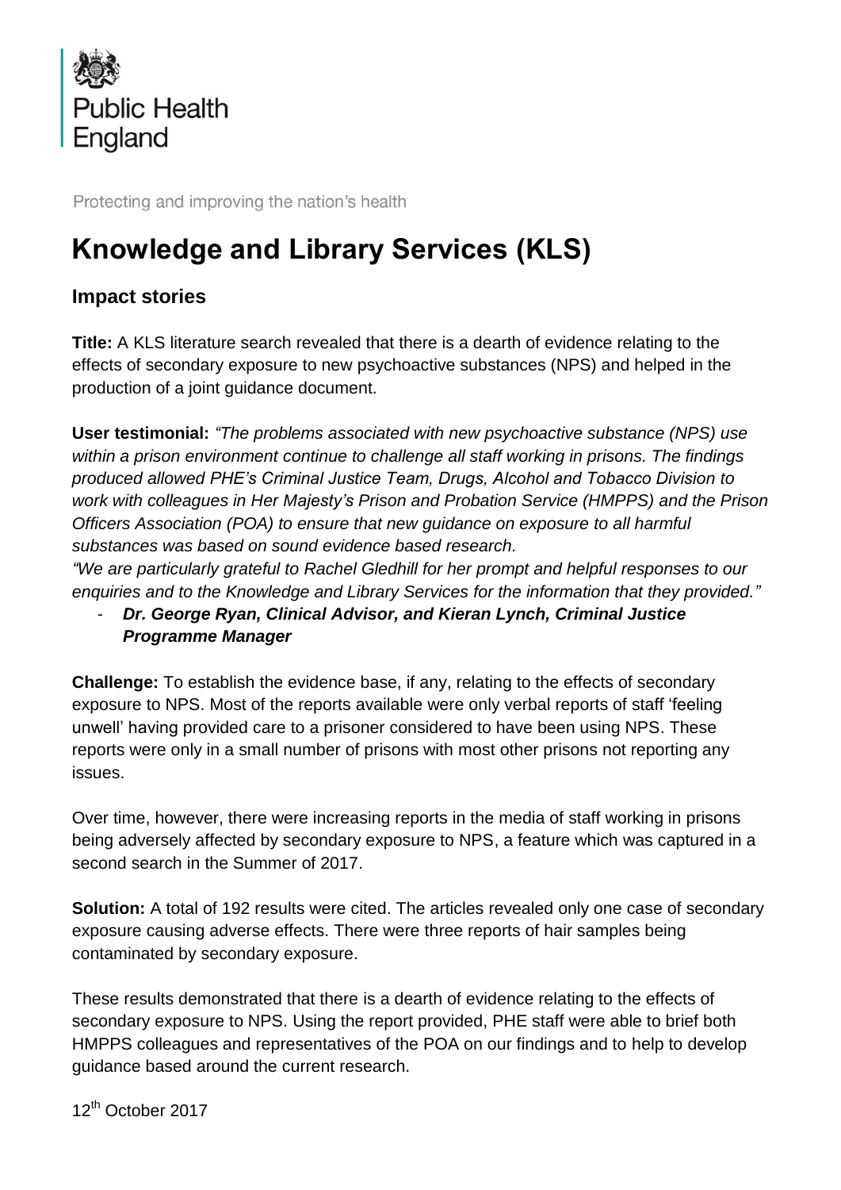Public Health England

Protecting and improving the nation's health

# Knowledge and Library Services (KLS)

## Impact stories

**Title:** A KLS literature search revealed that there is a dearth of evidence relating to the effects of secondary exposure to new psychoactive substances (NPS) and helped in the production of a joint guidance document.

**User testimonial:** *"The problems associated with new psychoactive substance (NPS) use within a prison environment continue to challenge all staff working in prisons. The findings produced allowed PHE's Criminal Justice Team, Drugs, Alcohol and Tobacco Division to work with colleagues in Her Majesty's Prison and Probation Service (HMPPS) and the Prison Officers Association (POA) to ensure that new guidance on exposure to all harmful substances was based on sound evidence based research.*

*"We are particularly grateful to Rachel Gledhill for her prompt and helpful responses to our enquiries and to the Knowledge and Library Services for the information that they provided."*

- ***Dr. George Ryan, Clinical Advisor, and Kieran Lynch, Criminal Justice Programme Manager***

**Challenge:** To establish the evidence base, if any, relating to the effects of secondary exposure to NPS. Most of the reports available were only verbal reports of staff 'feeling unwell' having provided care to a prisoner considered to have been using NPS. These reports were only in a small number of prisons with most other prisons not reporting any issues.

Over time, however, there were increasing reports in the media of staff working in prisons being adversely affected by secondary exposure to NPS, a feature which was captured in a second search in the Summer of 2017.

**Solution:** A total of 192 results were cited. The articles revealed only one case of secondary exposure causing adverse effects. There were three reports of hair samples being contaminated by secondary exposure.

These results demonstrated that there is a dearth of evidence relating to the effects of secondary exposure to NPS. Using the report provided, PHE staff were able to brief both HMPPS colleagues and representatives of the POA on our findings and to help to develop guidance based around the current research.

12th October 2017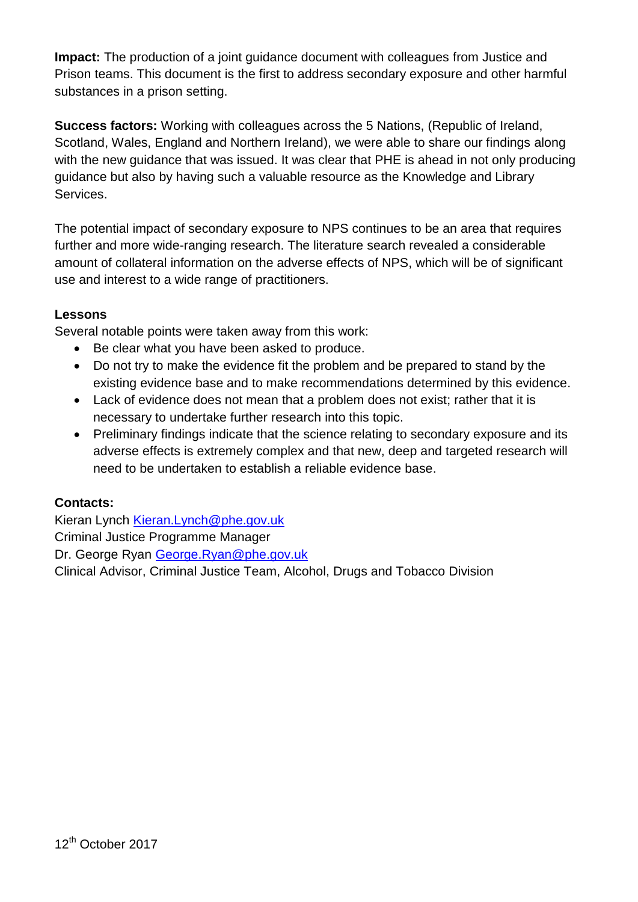**Impact:** The production of a joint guidance document with colleagues from Justice and Prison teams. This document is the first to address secondary exposure and other harmful substances in a prison setting.

**Success factors:** Working with colleagues across the 5 Nations, (Republic of Ireland, Scotland, Wales, England and Northern Ireland), we were able to share our findings along with the new guidance that was issued. It was clear that PHE is ahead in not only producing guidance but also by having such a valuable resource as the Knowledge and Library Services.

The potential impact of secondary exposure to NPS continues to be an area that requires further and more wide-ranging research. The literature search revealed a considerable amount of collateral information on the adverse effects of NPS, which will be of significant use and interest to a wide range of practitioners.

**Lessons**

Several notable points were taken away from this work:

- Be clear what you have been asked to produce.
- Do not try to make the evidence fit the problem and be prepared to stand by the existing evidence base and to make recommendations determined by this evidence.
- Lack of evidence does not mean that a problem does not exist; rather that it is necessary to undertake further research into this topic.
- Preliminary findings indicate that the science relating to secondary exposure and its adverse effects is extremely complex and that new, deep and targeted research will need to be undertaken to establish a reliable evidence base.

**Contacts:**

Kieran Lynch Kieran.Lynch@phe.gov.uk
Criminal Justice Programme Manager
Dr. George Ryan George.Ryan@phe.gov.uk
Clinical Advisor, Criminal Justice Team, Alcohol, Drugs and Tobacco Division

12th October 2017